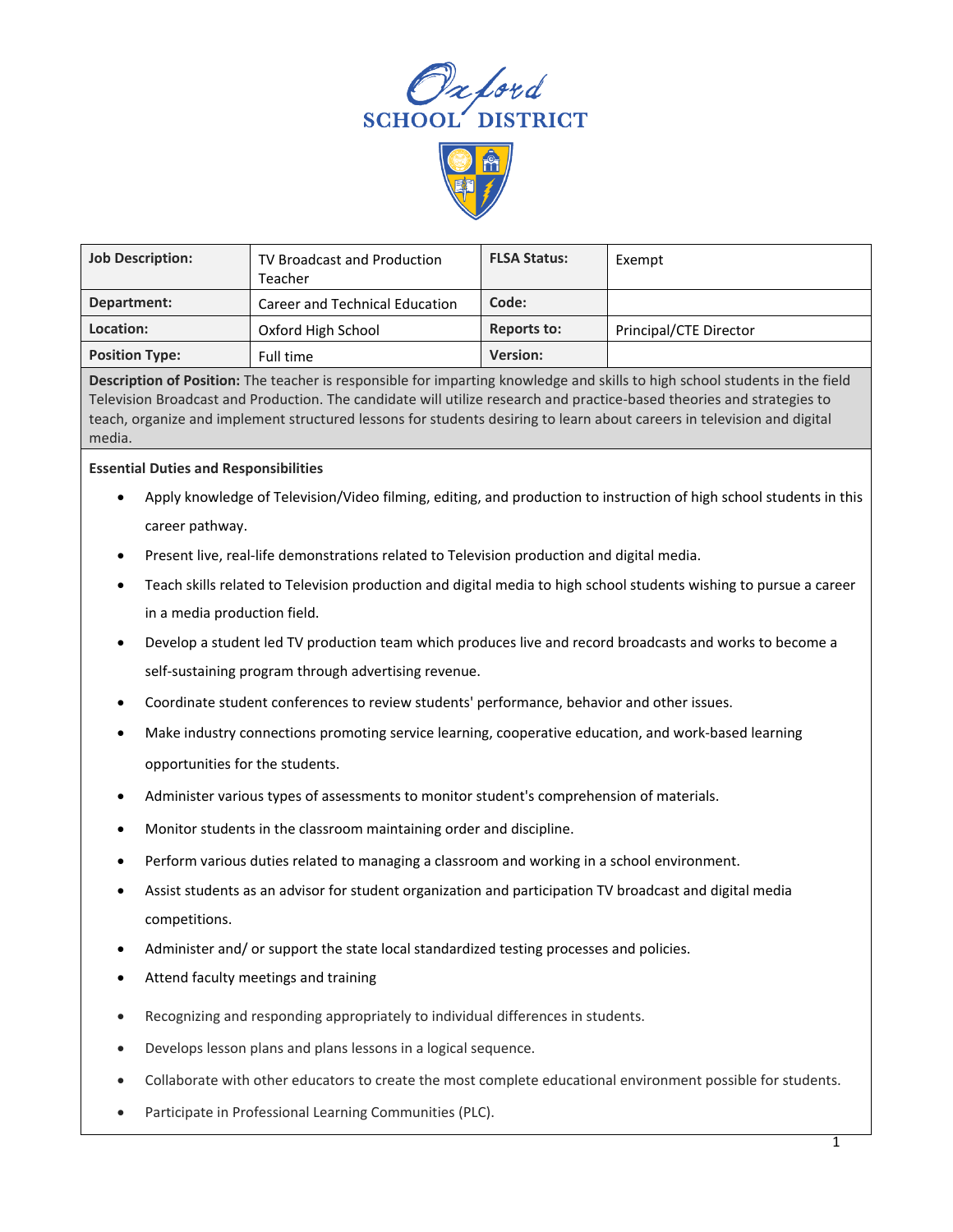Oxford SCHOOL DISTRICT

| Job Description: | TV Broadcast and Production Teacher | FLSA Status: | Exempt |
|---|---|---|---|
| Department: | Career and Technical Education | Code: | |
| Location: | Oxford High School | Reports to: | Principal/CTE Director |
| Position Type: | Full time | Version: | |

**Description of Position:** The teacher is responsible for imparting knowledge and skills to high school students in the field Television Broadcast and Production. The candidate will utilize research and practice-based theories and strategies to teach, organize and implement structured lessons for students desiring to learn about careers in television and digital media.

**Essential Duties and Responsibilities**

- Apply knowledge of Television/Video filming, editing, and production to instruction of high school students in this career pathway.
- Present live, real-life demonstrations related to Television production and digital media.
- Teach skills related to Television production and digital media to high school students wishing to pursue a career in a media production field.
- Develop a student led TV production team which produces live and record broadcasts and works to become a self-sustaining program through advertising revenue.
- Coordinate student conferences to review students' performance, behavior and other issues.
- Make industry connections promoting service learning, cooperative education, and work-based learning opportunities for the students.
- Administer various types of assessments to monitor student's comprehension of materials.
- Monitor students in the classroom maintaining order and discipline.
- Perform various duties related to managing a classroom and working in a school environment.
- Assist students as an advisor for student organization and participation TV broadcast and digital media competitions.
- Administer and/ or support the state local standardized testing processes and policies.
- Attend faculty meetings and training
- Recognizing and responding appropriately to individual differences in students.
- Develops lesson plans and plans lessons in a logical sequence.
- Collaborate with other educators to create the most complete educational environment possible for students.
- Participate in Professional Learning Communities (PLC).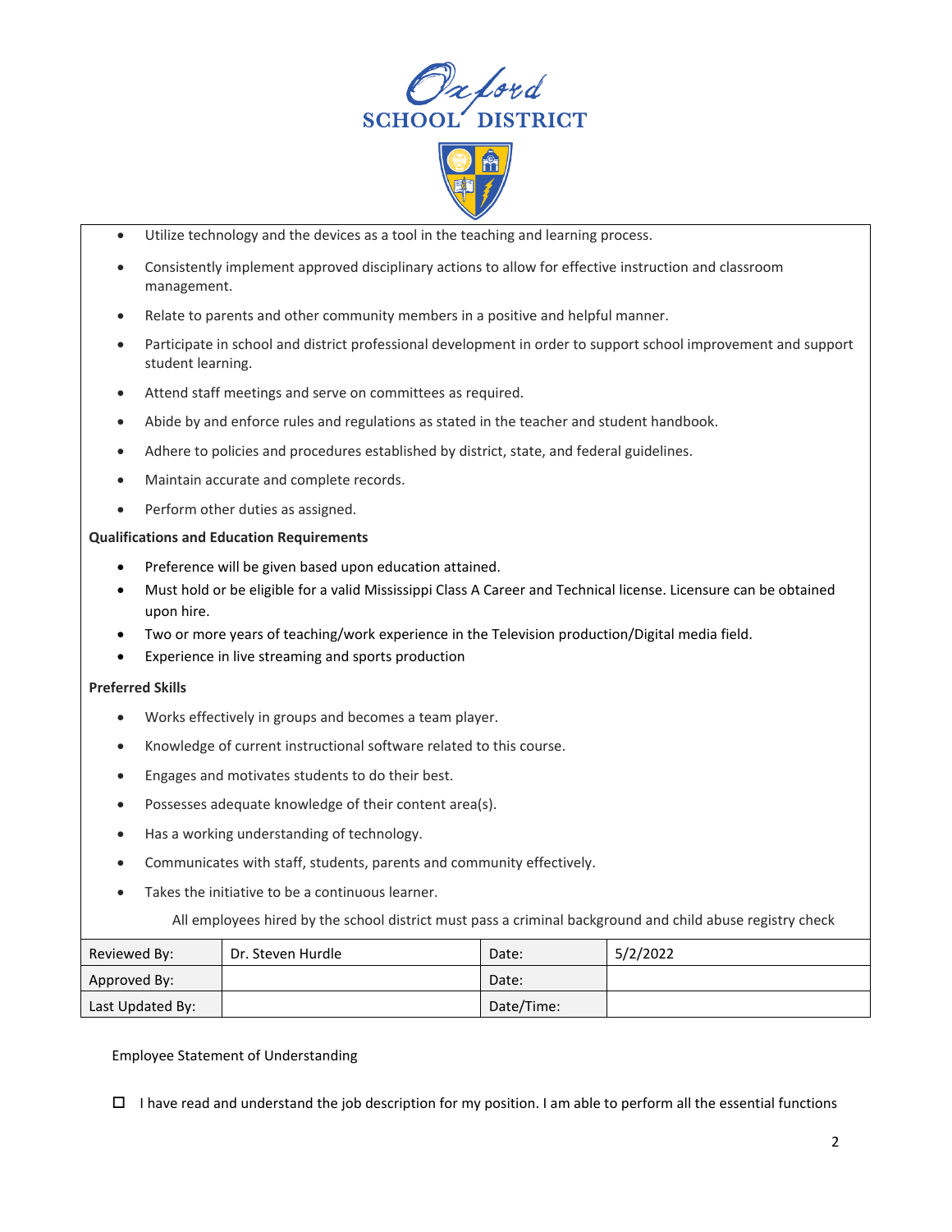- Utilize technology and the devices as a tool in the teaching and learning process.
- Consistently implement approved disciplinary actions to allow for effective instruction and classroom management.
- Relate to parents and other community members in a positive and helpful manner.
- Participate in school and district professional development in order to support school improvement and support student learning.
- Attend staff meetings and serve on committees as required.
- Abide by and enforce rules and regulations as stated in the teacher and student handbook.
- Adhere to policies and procedures established by district, state, and federal guidelines.
- Maintain accurate and complete records.
- Perform other duties as assigned.

**Qualifications and Education Requirements**

- Preference will be given based upon education attained.
- Must hold or be eligible for a valid Mississippi Class A Career and Technical license. Licensure can be obtained upon hire.
- Two or more years of teaching/work experience in the Television production/Digital media field.
- Experience in live streaming and sports production

**Preferred Skills**

- Works effectively in groups and becomes a team player.
- Knowledge of current instructional software related to this course.
- Engages and motivates students to do their best.
- Possesses adequate knowledge of their content area(s).
- Has a working understanding of technology.
- Communicates with staff, students, parents and community effectively.
- Takes the initiative to be a continuous learner.

All employees hired by the school district must pass a criminal background and child abuse registry check

| Reviewed By: | Dr. Steven Hurdle | Date: | 5/2/2022 |
|---|---|---|---|
| Approved By: | | Date: | |
| Last Updated By: | | Date/Time: | |

Employee Statement of Understanding

☐ I have read and understand the job description for my position. I am able to perform all the essential functions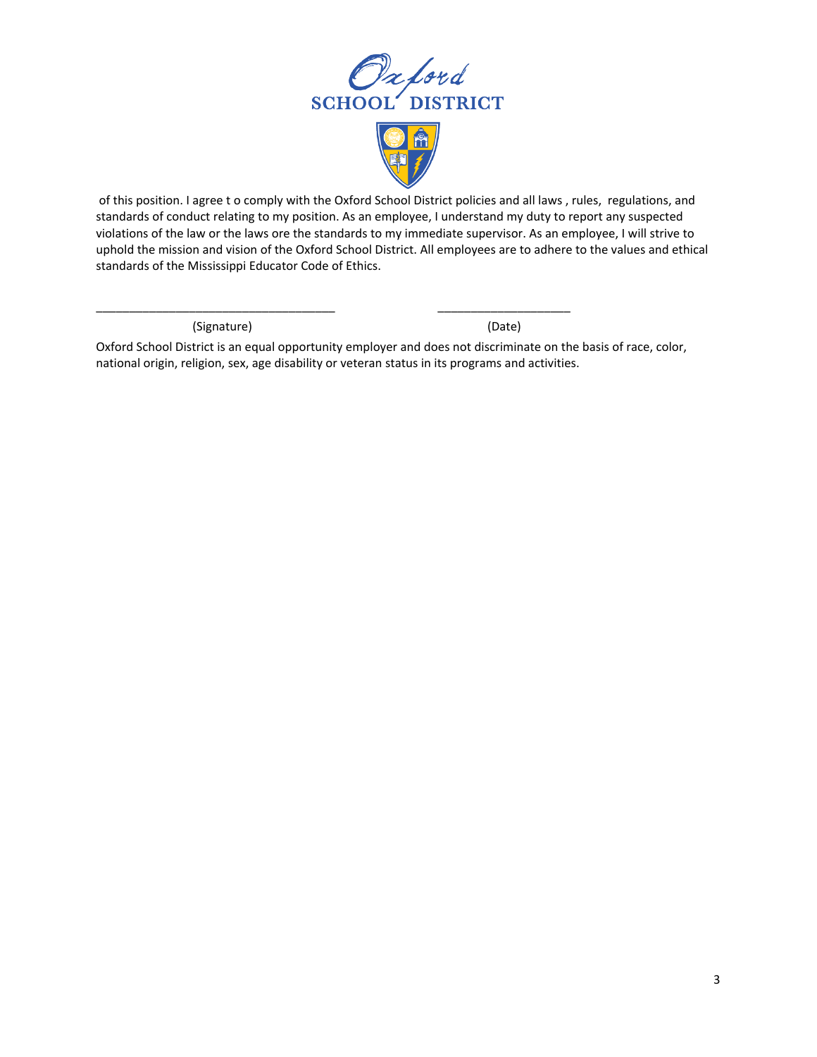of this position. I agree t o comply with the Oxford School District policies and all laws , rules, regulations, and standards of conduct relating to my position. As an employee, I understand my duty to report any suspected violations of the law or the laws ore the standards to my immediate supervisor. As an employee, I will strive to uphold the mission and vision of the Oxford School District. All employees are to adhere to the values and ethical standards of the Mississippi Educator Code of Ethics.

_____________________________________ _____________________

(Signature) (Date)

Oxford School District is an equal opportunity employer and does not discriminate on the basis of race, color, national origin, religion, sex, age disability or veteran status in its programs and activities.